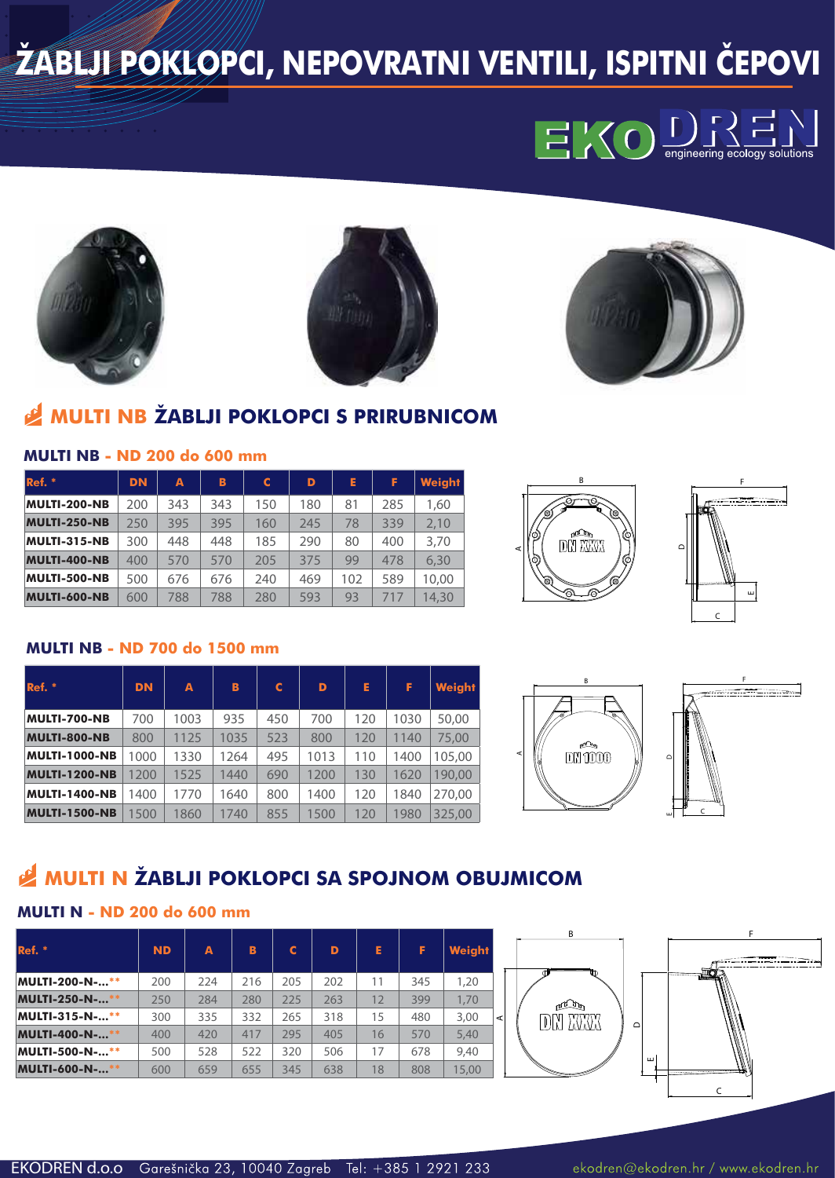# ŽABLJI POKLOPCI, NEPOVRATNI VENTILI, ISPITNI ČEPOVI

EKODREN engineering ecology solutions

## MULTI NB ŽABLJI POKLOPCI S PRIRUBNICOM

### MULTI NB - ND 200 do 600 mm

| Ref. * | DN | A | B | C | D | E | F | Weight |
|---|---|---|---|---|---|---|---|---|
| MULTI-200-NB | 200 | 343 | 343 | 150 | 180 | 81 | 285 | 1,60 |
| MULTI-250-NB | 250 | 395 | 395 | 160 | 245 | 78 | 339 | 2,10 |
| MULTI-315-NB | 300 | 448 | 448 | 185 | 290 | 80 | 400 | 3,70 |
| MULTI-400-NB | 400 | 570 | 570 | 205 | 375 | 99 | 478 | 6,30 |
| MULTI-500-NB | 500 | 676 | 676 | 240 | 469 | 102 | 589 | 10,00 |
| MULTI-600-NB | 600 | 788 | 788 | 280 | 593 | 93 | 717 | 14,30 |

### MULTI NB - ND 700 do 1500 mm

| Ref. * | DN | A | B | C | D | E | F | Weight |
|---|---|---|---|---|---|---|---|---|
| MULTI-700-NB | 700 | 1003 | 935 | 450 | 700 | 120 | 1030 | 50,00 |
| MULTI-800-NB | 800 | 1125 | 1035 | 523 | 800 | 120 | 1140 | 75,00 |
| MULTI-1000-NB | 1000 | 1330 | 1264 | 495 | 1013 | 110 | 1400 | 105,00 |
| MULTI-1200-NB | 1200 | 1525 | 1440 | 690 | 1200 | 130 | 1620 | 190,00 |
| MULTI-1400-NB | 1400 | 1770 | 1640 | 800 | 1400 | 120 | 1840 | 270,00 |
| MULTI-1500-NB | 1500 | 1860 | 1740 | 855 | 1500 | 120 | 1980 | 325,00 |

## MULTI N ŽABLJI POKLOPCI SA SPOJNOM OBUJMICOM

### MULTI N - ND 200 do 600 mm

| Ref. * | ND | A | B | C | D | E | F | Weight |
|---|---|---|---|---|---|---|---|---|
| MULTI-200-N-...** | 200 | 224 | 216 | 205 | 202 | 11 | 345 | 1,20 |
| MULTI-250-N-...** | 250 | 284 | 280 | 225 | 263 | 12 | 399 | 1,70 |
| MULTI-315-N-...** | 300 | 335 | 332 | 265 | 318 | 15 | 480 | 3,00 |
| MULTI-400-N-...** | 400 | 420 | 417 | 295 | 405 | 16 | 570 | 5,40 |
| MULTI-500-N-...** | 500 | 528 | 522 | 320 | 506 | 17 | 678 | 9,40 |
| MULTI-600-N-...** | 600 | 659 | 655 | 345 | 638 | 18 | 808 | 15,00 |

EKODREN d.o.o Garešnička 23, 10040 Zagreb Tel: +385 1 2921 233 ekodren@ekodren.hr / www.ekodren.hr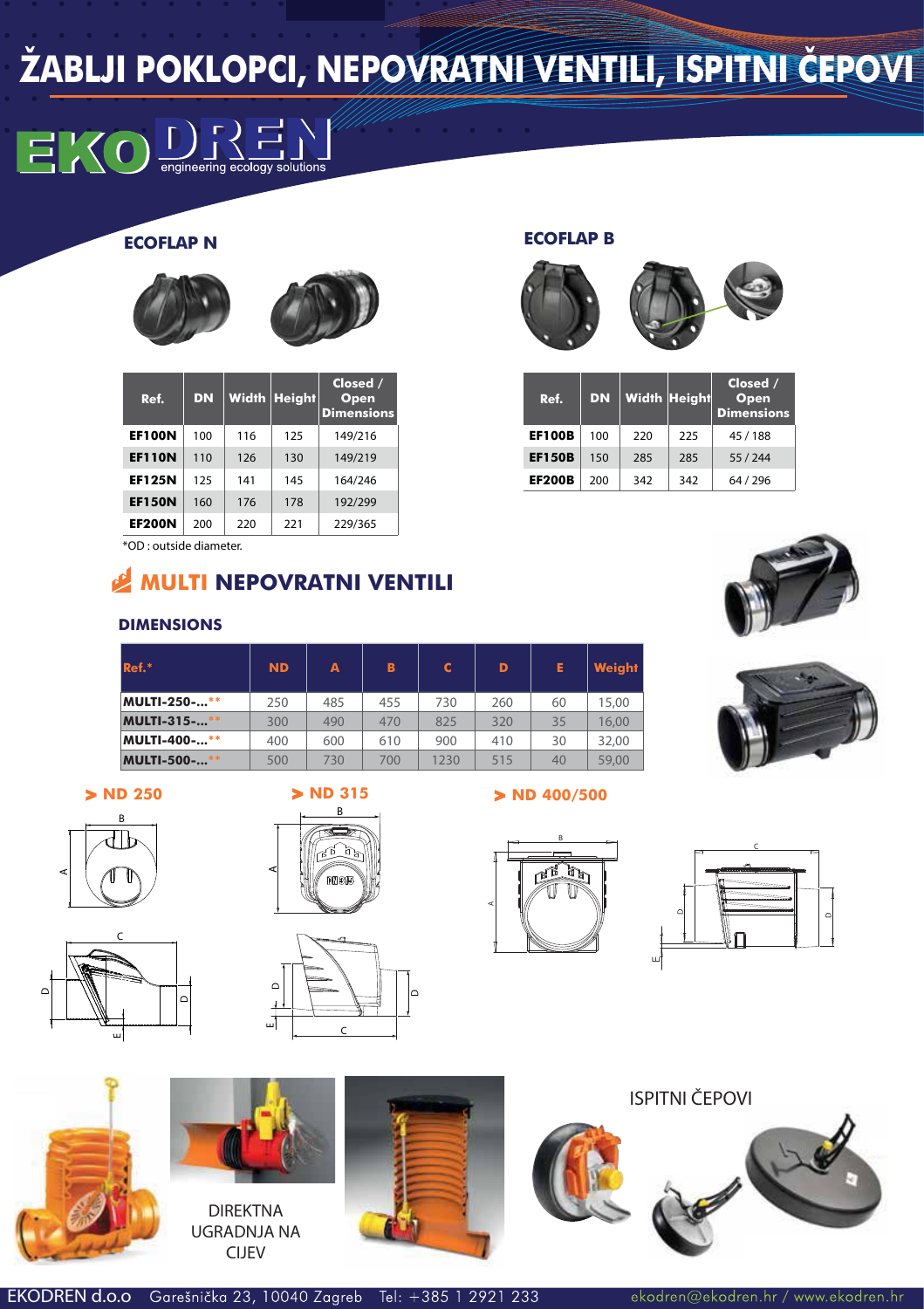# ŽABLJI POKLOPCI, NEPOVRATNI VENTILI, ISPITNI ČEPOVI

EKODREN engineering ecology solutions

## ECOFLAP N

| Ref. | DN | Width | Height | Closed / Open Dimensions |
|---|---|---|---|---|
| **EF100N** | 100 | 116 | 125 | 149/216 |
| **EF110N** | 110 | 126 | 130 | 149/219 |
| **EF125N** | 125 | 141 | 145 | 164/246 |
| **EF150N** | 160 | 176 | 178 | 192/299 |
| **EF200N** | 200 | 220 | 221 | 229/365 |

*OD : outside diameter.

## ECOFLAP B

| Ref. | DN | Width | Height | Closed / Open Dimensions |
|---|---|---|---|---|
| **EF100B** | 100 | 220 | 225 | 45 / 188 |
| **EF150B** | 150 | 285 | 285 | 55 / 244 |
| **EF200B** | 200 | 342 | 342 | 64 / 296 |

## MULTI NEPOVRATNI VENTILI

### DIMENSIONS

| Ref.* | ND | A | B | C | D | E | Weight |
|---|---|---|---|---|---|---|---|
| MULTI-250-...** | 250 | 485 | 455 | 730 | 260 | 60 | 15,00 |
| MULTI-315-...** | 300 | 490 | 470 | 825 | 320 | 35 | 16,00 |
| MULTI-400-...** | 400 | 600 | 610 | 900 | 410 | 30 | 32,00 |
| MULTI-500-...** | 500 | 730 | 700 | 1230 | 515 | 40 | 59,00 |

> ND 250

B
A
C
D
D
E

> ND 315

B
A
D
D
E
C

> ND 400/500

B
A
C
D
D
E

DIREKTNA UGRADNJA NA CIJEV

ISPITNI ČEPOVI

EKODREN d.o.o Garešnička 23, 10040 Zagreb Tel: +385 1 2921 233 ekodren@ekodren.hr / www.ekodren.hr